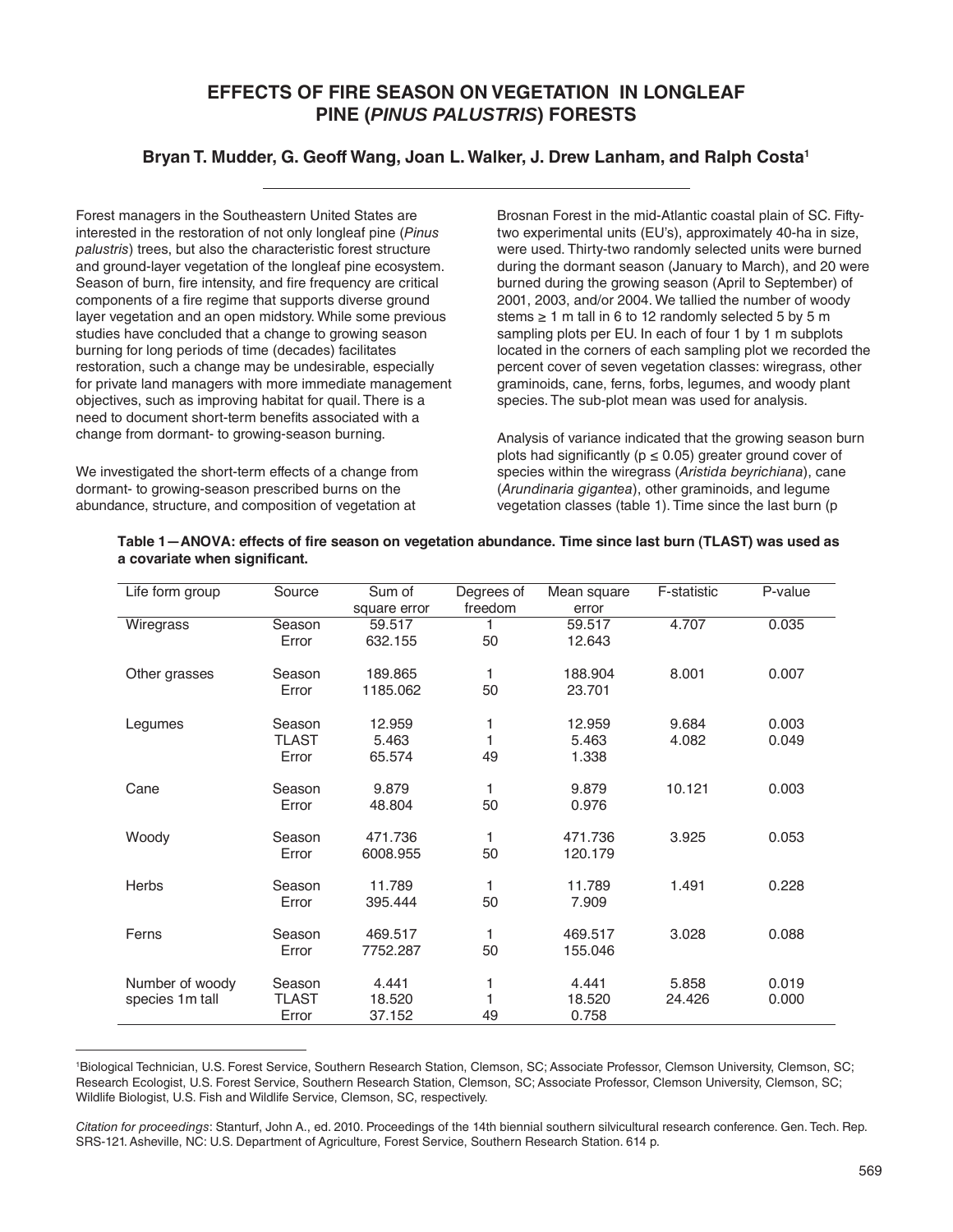# EFFECTS OF FIRE SEASON ON VEGETATION IN LONGLEAF PINE (*PINUS PALUSTRIS*) FORESTS

### Bryan T. Mudder, G. Geoff Wang, Joan L. Walker, J. Drew Lanham, and Ralph Costa[1]

Forest managers in the Southeastern United States are interested in the restoration of not only longleaf pine (*Pinus palustris*) trees, but also the characteristic forest structure and ground-layer vegetation of the longleaf pine ecosystem. Season of burn, fire intensity, and fire frequency are critical components of a fire regime that supports diverse ground layer vegetation and an open midstory. While some previous studies have concluded that a change to growing season burning for long periods of time (decades) facilitates restoration, such a change may be undesirable, especially for private land managers with more immediate management objectives, such as improving habitat for quail. There is a need to document short-term benefits associated with a change from dormant- to growing-season burning.

We investigated the short-term effects of a change from dormant- to growing-season prescribed burns on the abundance, structure, and composition of vegetation at Brosnan Forest in the mid-Atlantic coastal plain of SC. Fifty-two experimental units (EU's), approximately 40-ha in size, were used. Thirty-two randomly selected units were burned during the dormant season (January to March), and 20 were burned during the growing season (April to September) of 2001, 2003, and/or 2004. We tallied the number of woody stems ≥ 1 m tall in 6 to 12 randomly selected 5 by 5 m sampling plots per EU. In each of four 1 by 1 m subplots located in the corners of each sampling plot we recorded the percent cover of seven vegetation classes: wiregrass, other graminoids, cane, ferns, forbs, legumes, and woody plant species. The sub-plot mean was used for analysis.

Analysis of variance indicated that the growing season burn plots had significantly ($p \leq 0.05$) greater ground cover of species within the wiregrass (*Aristida beyrichiana*), cane (*Arundinaria gigantea*), other graminoids, and legume vegetation classes (table 1). Time since the last burn (p

**Table 1—ANOVA: effects of fire season on vegetation abundance. Time since last burn (TLAST) was used as a covariate when significant.**

| Life form group | Source | Sum of square error | Degrees of freedom | Mean square error | F-statistic | P-value |
|---|---|---|---|---|---|---|
| Wiregrass | Season | 59.517 | 1 | 59.517 | 4.707 | 0.035 |
| | Error | 632.155 | 50 | 12.643 | | |
| Other grasses | Season | 189.865 | 1 | 188.904 | 8.001 | 0.007 |
| | Error | 1185.062 | 50 | 23.701 | | |
| Legumes | Season | 12.959 | 1 | 12.959 | 9.684 | 0.003 |
| | TLAST | 5.463 | 1 | 5.463 | 4.082 | 0.049 |
| | Error | 65.574 | 49 | 1.338 | | |
| Cane | Season | 9.879 | 1 | 9.879 | 10.121 | 0.003 |
| | Error | 48.804 | 50 | 0.976 | | |
| Woody | Season | 471.736 | 1 | 471.736 | 3.925 | 0.053 |
| | Error | 6008.955 | 50 | 120.179 | | |
| Herbs | Season | 11.789 | 1 | 11.789 | 1.491 | 0.228 |
| | Error | 395.444 | 50 | 7.909 | | |
| Ferns | Season | 469.517 | 1 | 469.517 | 3.028 | 0.088 |
| | Error | 7752.287 | 50 | 155.046 | | |
| Number of woody species 1m tall | Season | 4.441 | 1 | 4.441 | 5.858 | 0.019 |
| | TLAST | 18.520 | 1 | 18.520 | 24.426 | 0.000 |
| | Error | 37.152 | 49 | 0.758 | | |

[1]Biological Technician, U.S. Forest Service, Southern Research Station, Clemson, SC; Associate Professor, Clemson University, Clemson, SC; Research Ecologist, U.S. Forest Service, Southern Research Station, Clemson, SC; Associate Professor, Clemson University, Clemson, SC; Wildlife Biologist, U.S. Fish and Wildlife Service, Clemson, SC, respectively.

*Citation for proceedings*: Stanturf, John A., ed. 2010. Proceedings of the 14th biennial southern silvicultural research conference. Gen. Tech. Rep. SRS-121. Asheville, NC: U.S. Department of Agriculture, Forest Service, Southern Research Station. 614 p.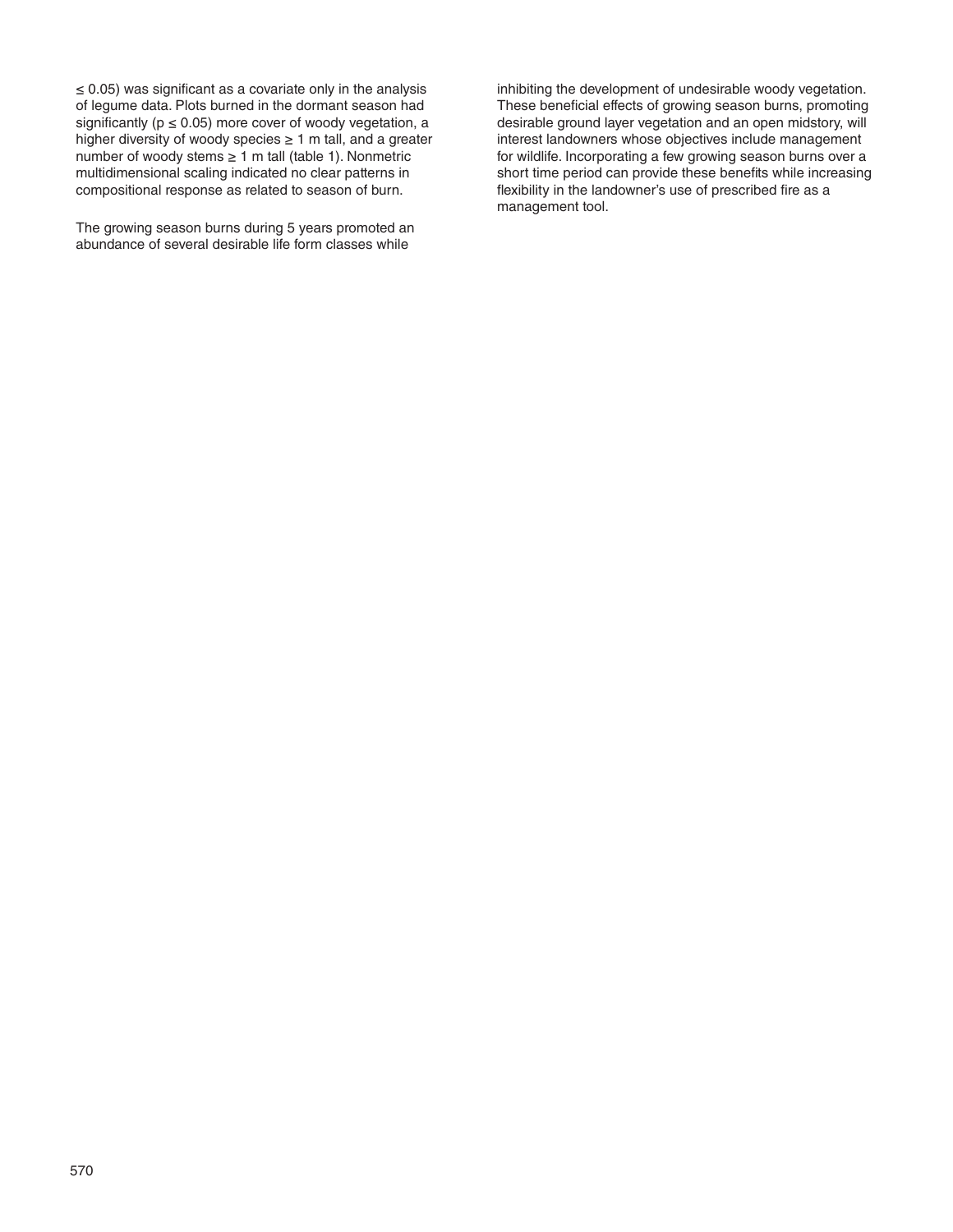$\leq 0.05$) was significant as a covariate only in the analysis of legume data. Plots burned in the dormant season had significantly ($p \leq 0.05$) more cover of woody vegetation, a higher diversity of woody species $\geq 1$ m tall, and a greater number of woody stems $\geq 1$ m tall (table 1). Nonmetric multidimensional scaling indicated no clear patterns in compositional response as related to season of burn.

The growing season burns during 5 years promoted an abundance of several desirable life form classes while inhibiting the development of undesirable woody vegetation. These beneficial effects of growing season burns, promoting desirable ground layer vegetation and an open midstory, will interest landowners whose objectives include management for wildlife. Incorporating a few growing season burns over a short time period can provide these benefits while increasing flexibility in the landowner's use of prescribed fire as a management tool.